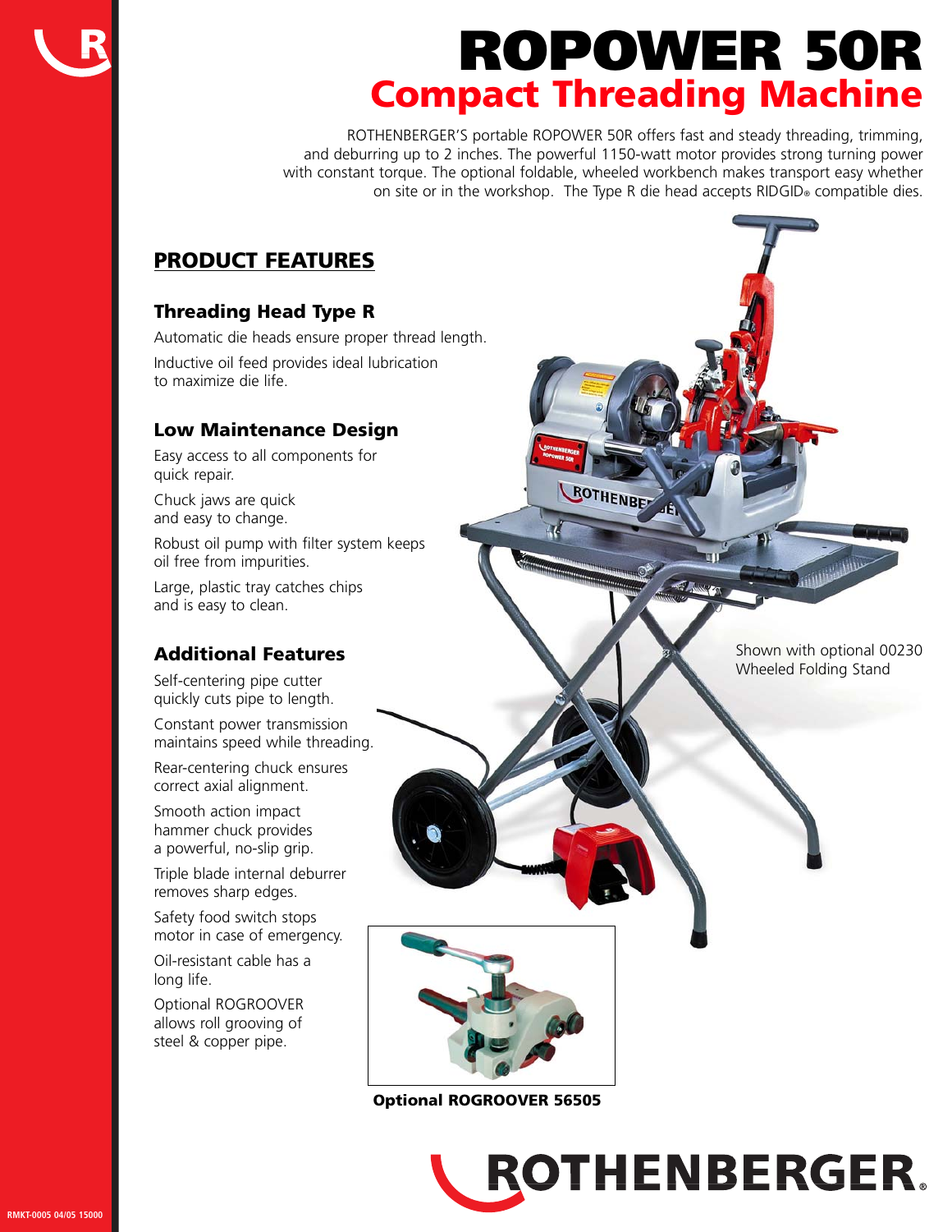# ROPOWER 50R

## Compact Threading Machine

ROTHENBERGER'S portable ROPOWER 50R offers fast and steady threading, trimming, and deburring up to 2 inches. The powerful 1150-watt motor provides strong turning power with constant torque. The optional foldable, wheeled workbench makes transport easy whether on site or in the workshop. The Type R die head accepts RIDGID® compatible dies.

## PRODUCT FEATURES

### Threading Head Type R

Automatic die heads ensure proper thread length.

Inductive oil feed provides ideal lubrication to maximize die life.

### Low Maintenance Design

Easy access to all components for quick repair.

Chuck jaws are quick and easy to change.

Robust oil pump with filter system keeps oil free from impurities.

Large, plastic tray catches chips and is easy to clean.

### Additional Features

Self-centering pipe cutter quickly cuts pipe to length.

Constant power transmission maintains speed while threading.

Rear-centering chuck ensures correct axial alignment.

Smooth action impact hammer chuck provides a powerful, no-slip grip.

Triple blade internal deburrer removes sharp edges.

Safety food switch stops motor in case of emergency.

Oil-resistant cable has a long life.

Optional ROGROOVER allows roll grooving of steel & copper pipe.

Shown with optional 00230 Wheeled Folding Stand

**Optional ROGROOVER 56505**

ROTHENBERGER®

RMKT-0005 04/05 15000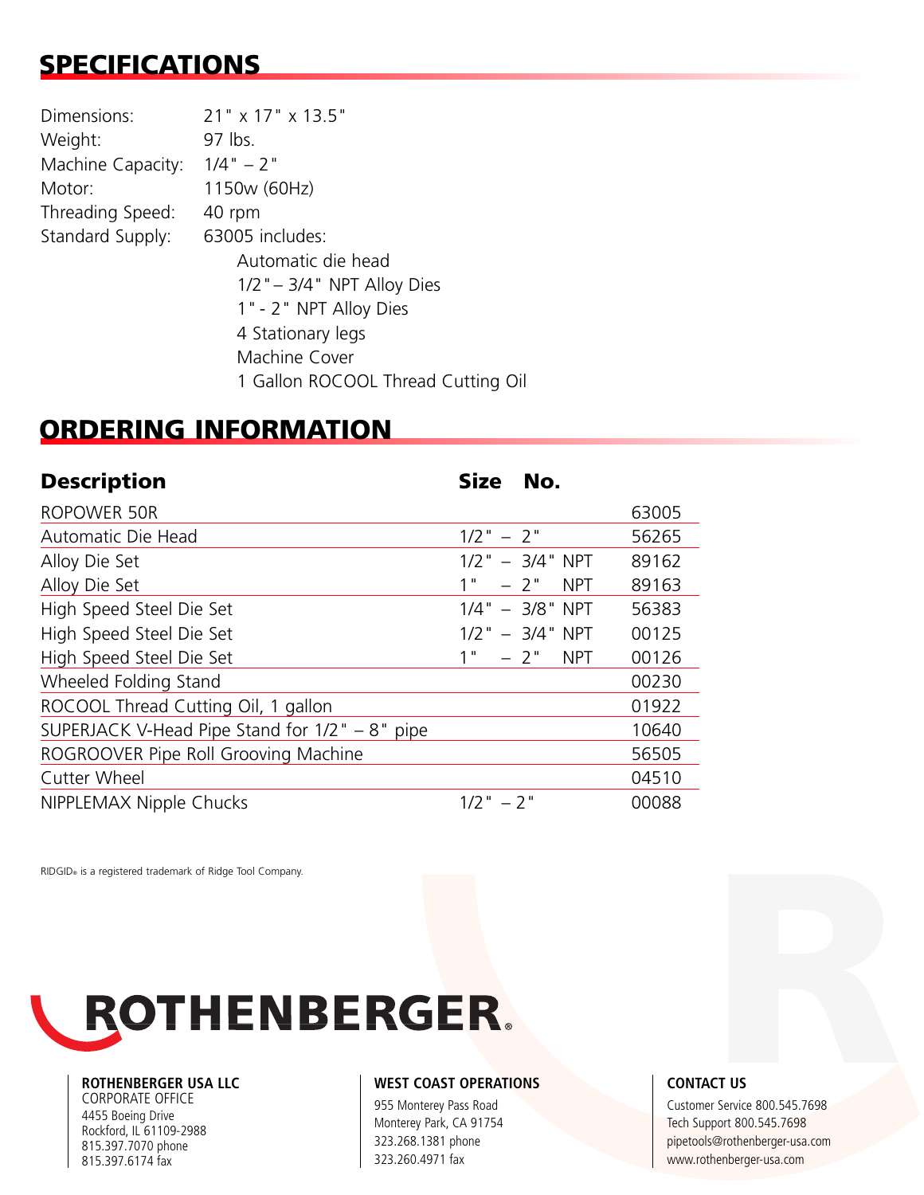## SPECIFICATIONS

| | |
|---|---|
| Dimensions: | 21" x 17" x 13.5" |
| Weight: | 97 lbs. |
| Machine Capacity: | 1/4" – 2" |
| Motor: | 1150w (60Hz) |
| Threading Speed: | 40 rpm |
| Standard Supply: | 63005 includes: |

- Automatic die head
- 1/2" – 3/4" NPT Alloy Dies
- 1" - 2" NPT Alloy Dies
- 4 Stationary legs
- Machine Cover
- 1 Gallon ROCOOL Thread Cutting Oil

## ORDERING INFORMATION

| Description | Size | No. |
|---|---|---|
| ROPOWER 50R | | 63005 |
| Automatic Die Head | 1/2" – 2" | 56265 |
| Alloy Die Set | 1/2" – 3/4" NPT | 89162 |
| Alloy Die Set | 1" – 2" NPT | 89163 |
| High Speed Steel Die Set | 1/4" – 3/8" NPT | 56383 |
| High Speed Steel Die Set | 1/2" – 3/4" NPT | 00125 |
| High Speed Steel Die Set | 1" – 2" NPT | 00126 |
| Wheeled Folding Stand | | 00230 |
| ROCOOL Thread Cutting Oil, 1 gallon | | 01922 |
| SUPERJACK V-Head Pipe Stand for 1/2" – 8" pipe | | 10640 |
| ROGROOVER Pipe Roll Grooving Machine | | 56505 |
| Cutter Wheel | | 04510 |
| NIPPLEMAX Nipple Chucks | 1/2" – 2" | 00088 |

RIDGID® is a registered trademark of Ridge Tool Company.

ROTHENBERGER.

**ROTHENBERGER USA LLC**
CORPORATE OFFICE
4455 Boeing Drive
Rockford, IL 61109-2988
815.397.7070 phone
815.397.6174 fax

**WEST COAST OPERATIONS**
955 Monterey Pass Road
Monterey Park, CA 91754
323.268.1381 phone
323.260.4971 fax

**CONTACT US**
Customer Service 800.545.7698
Tech Support 800.545.7698
pipetools@rothenberger-usa.com
www.rothenberger-usa.com